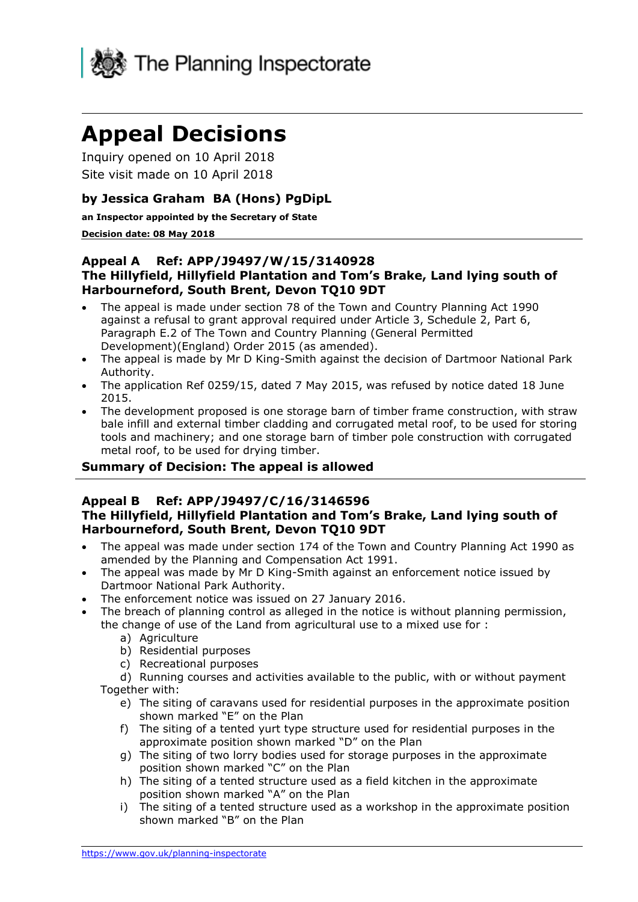The Planning Inspectorate

# Appeal Decisions

Inquiry opened on 10 April 2018

Site visit made on 10 April 2018

### by Jessica Graham BA (Hons) PgDipL

**an Inspector appointed by the Secretary of State**

**Decision date: 08 May 2018**

## Appeal A Ref: APP/J9497/W/15/3140928
## The Hillyfield, Hillyfield Plantation and Tom's Brake, Land lying south of Harbourneford, South Brent, Devon TQ10 9DT

- The appeal is made under section 78 of the Town and Country Planning Act 1990 against a refusal to grant approval required under Article 3, Schedule 2, Part 6, Paragraph E.2 of The Town and Country Planning (General Permitted Development)(England) Order 2015 (as amended).
- The appeal is made by Mr D King-Smith against the decision of Dartmoor National Park Authority.
- The application Ref 0259/15, dated 7 May 2015, was refused by notice dated 18 June 2015.
- The development proposed is one storage barn of timber frame construction, with straw bale infill and external timber cladding and corrugated metal roof, to be used for storing tools and machinery; and one storage barn of timber pole construction with corrugated metal roof, to be used for drying timber.

**Summary of Decision: The appeal is allowed**

## Appeal B Ref: APP/J9497/C/16/3146596
## The Hillyfield, Hillyfield Plantation and Tom's Brake, Land lying south of Harbourneford, South Brent, Devon TQ10 9DT

- The appeal was made under section 174 of the Town and Country Planning Act 1990 as amended by the Planning and Compensation Act 1991.
- The appeal was made by Mr D King-Smith against an enforcement notice issued by Dartmoor National Park Authority.
- The enforcement notice was issued on 27 January 2016.
- The breach of planning control as alleged in the notice is without planning permission, the change of use of the Land from agricultural use to a mixed use for :
    a) Agriculture
    b) Residential purposes
    c) Recreational purposes
    d) Running courses and activities available to the public, with or without payment

  Together with:

    e) The siting of caravans used for residential purposes in the approximate position shown marked "E" on the Plan
    f) The siting of a tented yurt type structure used for residential purposes in the approximate position shown marked "D" on the Plan
    g) The siting of two lorry bodies used for storage purposes in the approximate position shown marked "C" on the Plan
    h) The siting of a tented structure used as a field kitchen in the approximate position shown marked "A" on the Plan
    i) The siting of a tented structure used as a workshop in the approximate position shown marked "B" on the Plan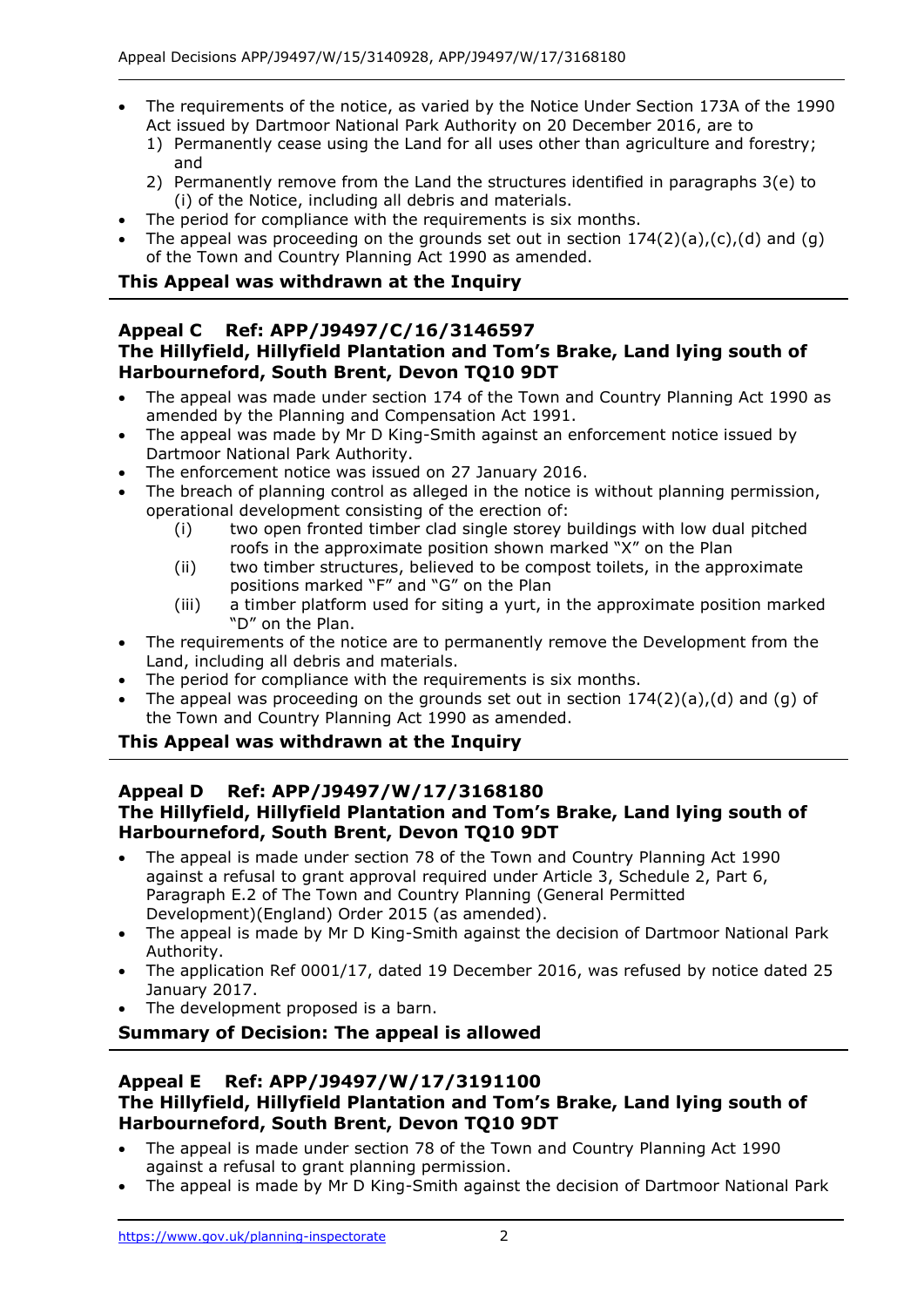- The requirements of the notice, as varied by the Notice Under Section 173A of the 1990 Act issued by Dartmoor National Park Authority on 20 December 2016, are to
  1) Permanently cease using the Land for all uses other than agriculture and forestry; and
  2) Permanently remove from the Land the structures identified in paragraphs 3(e) to (i) of the Notice, including all debris and materials.
- The period for compliance with the requirements is six months.
- The appeal was proceeding on the grounds set out in section 174(2)(a),(c),(d) and (g) of the Town and Country Planning Act 1990 as amended.

**This Appeal was withdrawn at the Inquiry**

---

### Appeal C Ref: APP/J9497/C/16/3146597
### The Hillyfield, Hillyfield Plantation and Tom's Brake, Land lying south of Harbourneford, South Brent, Devon TQ10 9DT

- The appeal was made under section 174 of the Town and Country Planning Act 1990 as amended by the Planning and Compensation Act 1991.
- The appeal was made by Mr D King-Smith against an enforcement notice issued by Dartmoor National Park Authority.
- The enforcement notice was issued on 27 January 2016.
- The breach of planning control as alleged in the notice is without planning permission, operational development consisting of the erection of:
  (i) two open fronted timber clad single storey buildings with low dual pitched roofs in the approximate position shown marked "X" on the Plan
  (ii) two timber structures, believed to be compost toilets, in the approximate positions marked "F" and "G" on the Plan
  (iii) a timber platform used for siting a yurt, in the approximate position marked "D" on the Plan.
- The requirements of the notice are to permanently remove the Development from the Land, including all debris and materials.
- The period for compliance with the requirements is six months.
- The appeal was proceeding on the grounds set out in section 174(2)(a),(d) and (g) of the Town and Country Planning Act 1990 as amended.

**This Appeal was withdrawn at the Inquiry**

---

### Appeal D Ref: APP/J9497/W/17/3168180
### The Hillyfield, Hillyfield Plantation and Tom's Brake, Land lying south of Harbourneford, South Brent, Devon TQ10 9DT

- The appeal is made under section 78 of the Town and Country Planning Act 1990 against a refusal to grant approval required under Article 3, Schedule 2, Part 6, Paragraph E.2 of The Town and Country Planning (General Permitted Development)(England) Order 2015 (as amended).
- The appeal is made by Mr D King-Smith against the decision of Dartmoor National Park Authority.
- The application Ref 0001/17, dated 19 December 2016, was refused by notice dated 25 January 2017.
- The development proposed is a barn.

**Summary of Decision: The appeal is allowed**

---

### Appeal E Ref: APP/J9497/W/17/3191100
### The Hillyfield, Hillyfield Plantation and Tom's Brake, Land lying south of Harbourneford, South Brent, Devon TQ10 9DT

- The appeal is made under section 78 of the Town and Country Planning Act 1990 against a refusal to grant planning permission.
- The appeal is made by Mr D King-Smith against the decision of Dartmoor National Park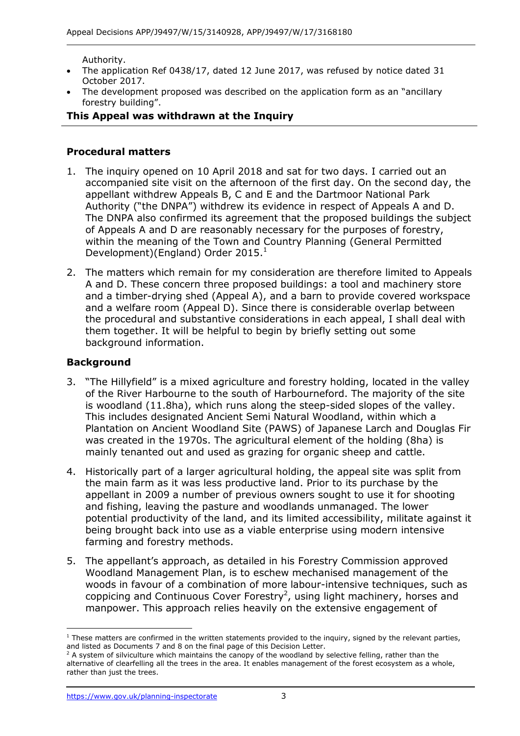Authority.

- The application Ref 0438/17, dated 12 June 2017, was refused by notice dated 31 October 2017.
- The development proposed was described on the application form as an "ancillary forestry building".

**This Appeal was withdrawn at the Inquiry**

## Procedural matters

1. The inquiry opened on 10 April 2018 and sat for two days. I carried out an accompanied site visit on the afternoon of the first day. On the second day, the appellant withdrew Appeals B, C and E and the Dartmoor National Park Authority ("the DNPA") withdrew its evidence in respect of Appeals A and D. The DNPA also confirmed its agreement that the proposed buildings the subject of Appeals A and D are reasonably necessary for the purposes of forestry, within the meaning of the Town and Country Planning (General Permitted Development)(England) Order 2015.[1]

2. The matters which remain for my consideration are therefore limited to Appeals A and D. These concern three proposed buildings: a tool and machinery store and a timber-drying shed (Appeal A), and a barn to provide covered workspace and a welfare room (Appeal D). Since there is considerable overlap between the procedural and substantive considerations in each appeal, I shall deal with them together. It will be helpful to begin by briefly setting out some background information.

## Background

3. "The Hillyfield" is a mixed agriculture and forestry holding, located in the valley of the River Harbourne to the south of Harbourneford. The majority of the site is woodland (11.8ha), which runs along the steep-sided slopes of the valley. This includes designated Ancient Semi Natural Woodland, within which a Plantation on Ancient Woodland Site (PAWS) of Japanese Larch and Douglas Fir was created in the 1970s. The agricultural element of the holding (8ha) is mainly tenanted out and used as grazing for organic sheep and cattle.

4. Historically part of a larger agricultural holding, the appeal site was split from the main farm as it was less productive land. Prior to its purchase by the appellant in 2009 a number of previous owners sought to use it for shooting and fishing, leaving the pasture and woodlands unmanaged. The lower potential productivity of the land, and its limited accessibility, militate against it being brought back into use as a viable enterprise using modern intensive farming and forestry methods.

5. The appellant's approach, as detailed in his Forestry Commission approved Woodland Management Plan, is to eschew mechanised management of the woods in favour of a combination of more labour-intensive techniques, such as coppicing and Continuous Cover Forestry[2], using light machinery, horses and manpower. This approach relies heavily on the extensive engagement of

---

[1] These matters are confirmed in the written statements provided to the inquiry, signed by the relevant parties, and listed as Documents 7 and 8 on the final page of this Decision Letter.

[2] A system of silviculture which maintains the canopy of the woodland by selective felling, rather than the alternative of clearfelling all the trees in the area. It enables management of the forest ecosystem as a whole, rather than just the trees.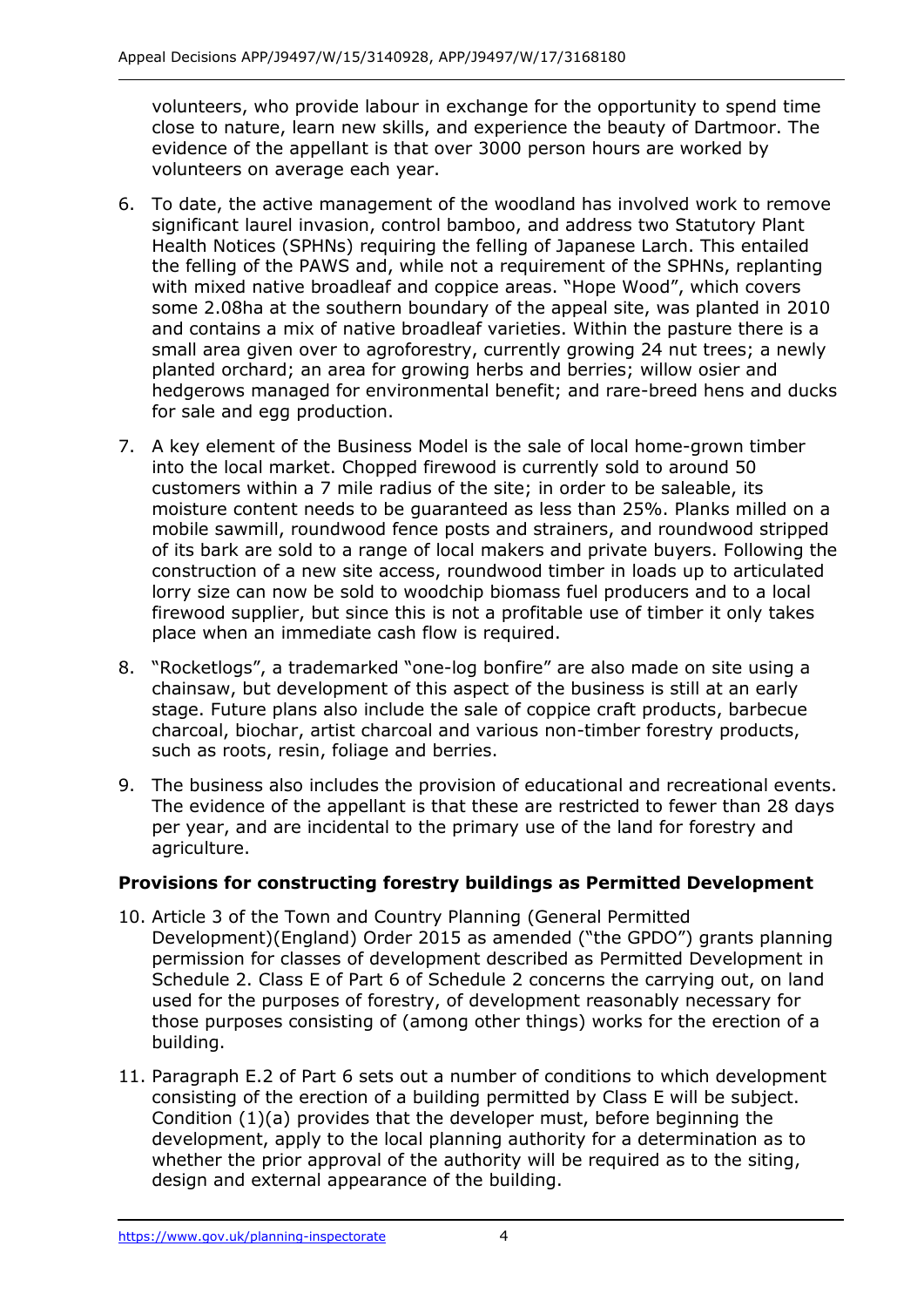volunteers, who provide labour in exchange for the opportunity to spend time close to nature, learn new skills, and experience the beauty of Dartmoor. The evidence of the appellant is that over 3000 person hours are worked by volunteers on average each year.

6. To date, the active management of the woodland has involved work to remove significant laurel invasion, control bamboo, and address two Statutory Plant Health Notices (SPHNs) requiring the felling of Japanese Larch. This entailed the felling of the PAWS and, while not a requirement of the SPHNs, replanting with mixed native broadleaf and coppice areas. "Hope Wood", which covers some 2.08ha at the southern boundary of the appeal site, was planted in 2010 and contains a mix of native broadleaf varieties. Within the pasture there is a small area given over to agroforestry, currently growing 24 nut trees; a newly planted orchard; an area for growing herbs and berries; willow osier and hedgerows managed for environmental benefit; and rare-breed hens and ducks for sale and egg production.

7. A key element of the Business Model is the sale of local home-grown timber into the local market. Chopped firewood is currently sold to around 50 customers within a 7 mile radius of the site; in order to be saleable, its moisture content needs to be guaranteed as less than 25%. Planks milled on a mobile sawmill, roundwood fence posts and strainers, and roundwood stripped of its bark are sold to a range of local makers and private buyers. Following the construction of a new site access, roundwood timber in loads up to articulated lorry size can now be sold to woodchip biomass fuel producers and to a local firewood supplier, but since this is not a profitable use of timber it only takes place when an immediate cash flow is required.

8. "Rocketlogs", a trademarked "one-log bonfire" are also made on site using a chainsaw, but development of this aspect of the business is still at an early stage. Future plans also include the sale of coppice craft products, barbecue charcoal, biochar, artist charcoal and various non-timber forestry products, such as roots, resin, foliage and berries.

9. The business also includes the provision of educational and recreational events. The evidence of the appellant is that these are restricted to fewer than 28 days per year, and are incidental to the primary use of the land for forestry and agriculture.

**Provisions for constructing forestry buildings as Permitted Development**

10. Article 3 of the Town and Country Planning (General Permitted Development)(England) Order 2015 as amended ("the GPDO") grants planning permission for classes of development described as Permitted Development in Schedule 2. Class E of Part 6 of Schedule 2 concerns the carrying out, on land used for the purposes of forestry, of development reasonably necessary for those purposes consisting of (among other things) works for the erection of a building.

11. Paragraph E.2 of Part 6 sets out a number of conditions to which development consisting of the erection of a building permitted by Class E will be subject. Condition (1)(a) provides that the developer must, before beginning the development, apply to the local planning authority for a determination as to whether the prior approval of the authority will be required as to the siting, design and external appearance of the building.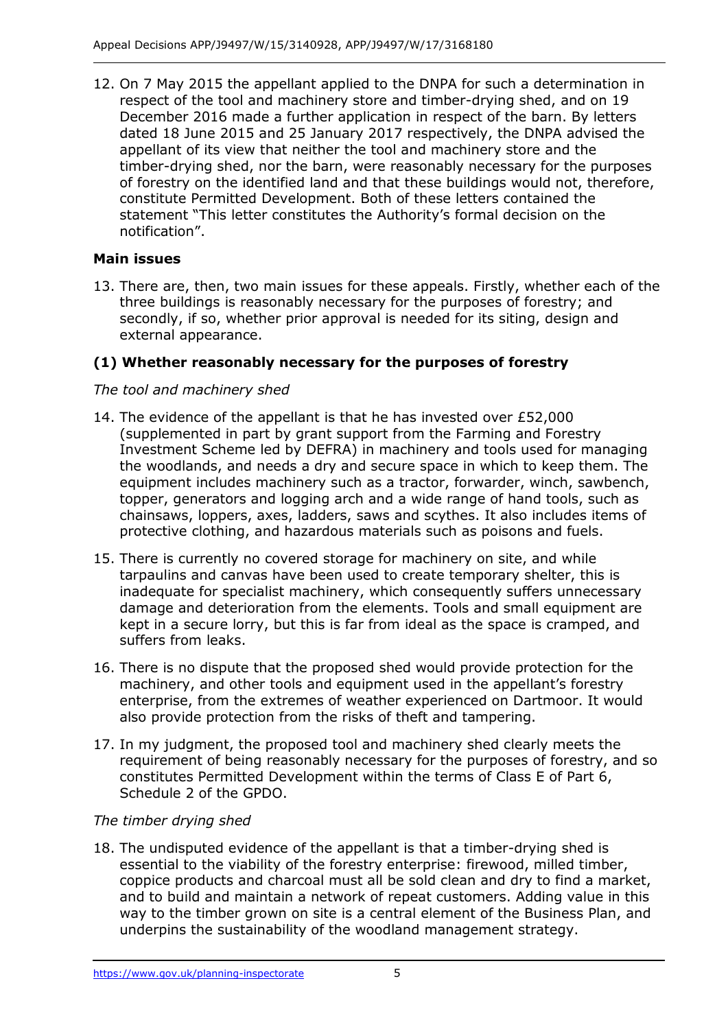12. On 7 May 2015 the appellant applied to the DNPA for such a determination in respect of the tool and machinery store and timber-drying shed, and on 19 December 2016 made a further application in respect of the barn. By letters dated 18 June 2015 and 25 January 2017 respectively, the DNPA advised the appellant of its view that neither the tool and machinery store and the timber-drying shed, nor the barn, were reasonably necessary for the purposes of forestry on the identified land and that these buildings would not, therefore, constitute Permitted Development. Both of these letters contained the statement "This letter constitutes the Authority's formal decision on the notification".

### Main issues

13. There are, then, two main issues for these appeals. Firstly, whether each of the three buildings is reasonably necessary for the purposes of forestry; and secondly, if so, whether prior approval is needed for its siting, design and external appearance.

### (1) Whether reasonably necessary for the purposes of forestry

*The tool and machinery shed*

14. The evidence of the appellant is that he has invested over £52,000 (supplemented in part by grant support from the Farming and Forestry Investment Scheme led by DEFRA) in machinery and tools used for managing the woodlands, and needs a dry and secure space in which to keep them. The equipment includes machinery such as a tractor, forwarder, winch, sawbench, topper, generators and logging arch and a wide range of hand tools, such as chainsaws, loppers, axes, ladders, saws and scythes. It also includes items of protective clothing, and hazardous materials such as poisons and fuels.

15. There is currently no covered storage for machinery on site, and while tarpaulins and canvas have been used to create temporary shelter, this is inadequate for specialist machinery, which consequently suffers unnecessary damage and deterioration from the elements. Tools and small equipment are kept in a secure lorry, but this is far from ideal as the space is cramped, and suffers from leaks.

16. There is no dispute that the proposed shed would provide protection for the machinery, and other tools and equipment used in the appellant's forestry enterprise, from the extremes of weather experienced on Dartmoor. It would also provide protection from the risks of theft and tampering.

17. In my judgment, the proposed tool and machinery shed clearly meets the requirement of being reasonably necessary for the purposes of forestry, and so constitutes Permitted Development within the terms of Class E of Part 6, Schedule 2 of the GPDO.

*The timber drying shed*

18. The undisputed evidence of the appellant is that a timber-drying shed is essential to the viability of the forestry enterprise: firewood, milled timber, coppice products and charcoal must all be sold clean and dry to find a market, and to build and maintain a network of repeat customers. Adding value in this way to the timber grown on site is a central element of the Business Plan, and underpins the sustainability of the woodland management strategy.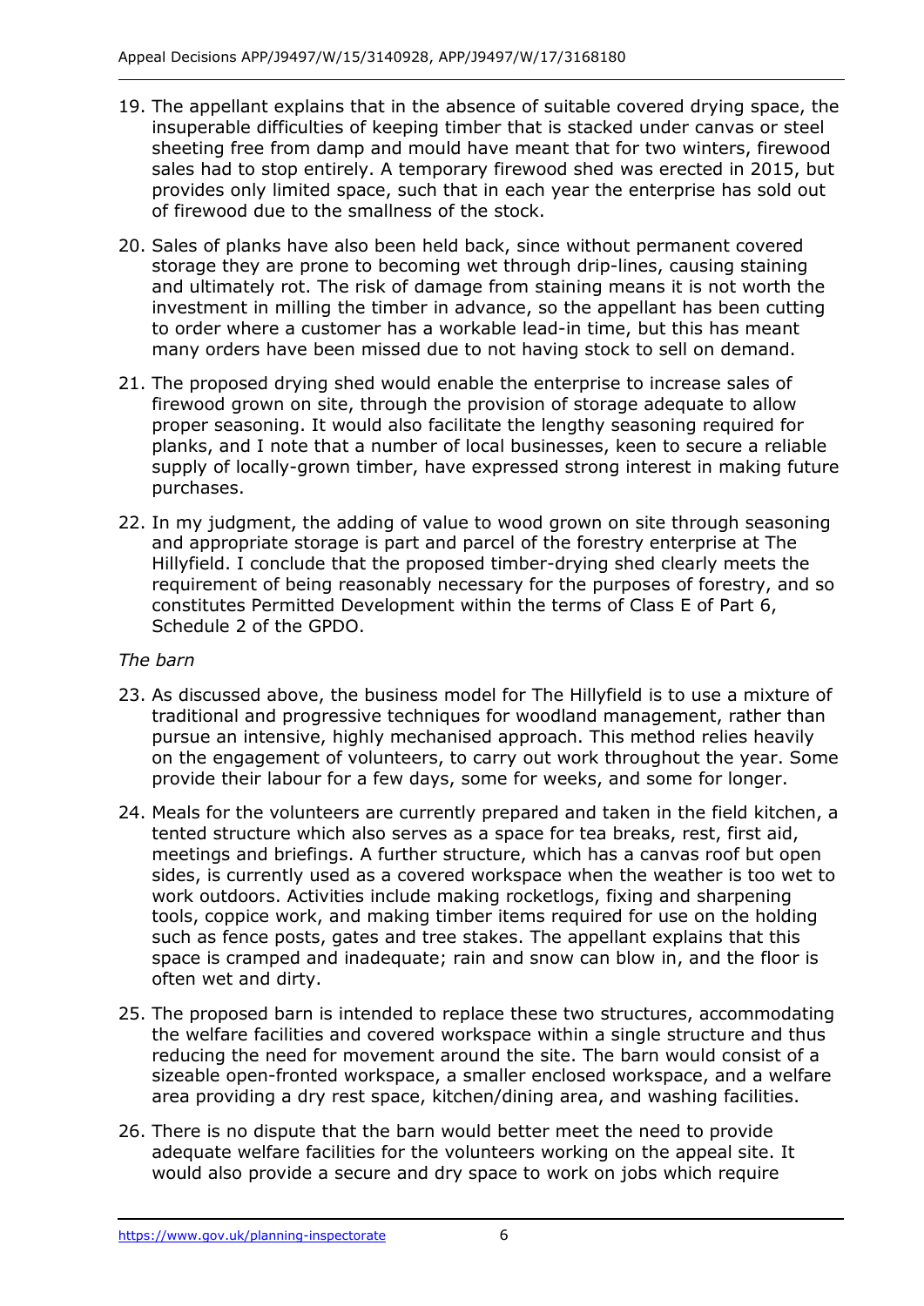19. The appellant explains that in the absence of suitable covered drying space, the insuperable difficulties of keeping timber that is stacked under canvas or steel sheeting free from damp and mould have meant that for two winters, firewood sales had to stop entirely. A temporary firewood shed was erected in 2015, but provides only limited space, such that in each year the enterprise has sold out of firewood due to the smallness of the stock.

20. Sales of planks have also been held back, since without permanent covered storage they are prone to becoming wet through drip-lines, causing staining and ultimately rot. The risk of damage from staining means it is not worth the investment in milling the timber in advance, so the appellant has been cutting to order where a customer has a workable lead-in time, but this has meant many orders have been missed due to not having stock to sell on demand.

21. The proposed drying shed would enable the enterprise to increase sales of firewood grown on site, through the provision of storage adequate to allow proper seasoning. It would also facilitate the lengthy seasoning required for planks, and I note that a number of local businesses, keen to secure a reliable supply of locally-grown timber, have expressed strong interest in making future purchases.

22. In my judgment, the adding of value to wood grown on site through seasoning and appropriate storage is part and parcel of the forestry enterprise at The Hillyfield. I conclude that the proposed timber-drying shed clearly meets the requirement of being reasonably necessary for the purposes of forestry, and so constitutes Permitted Development within the terms of Class E of Part 6, Schedule 2 of the GPDO.

*The barn*

23. As discussed above, the business model for The Hillyfield is to use a mixture of traditional and progressive techniques for woodland management, rather than pursue an intensive, highly mechanised approach. This method relies heavily on the engagement of volunteers, to carry out work throughout the year. Some provide their labour for a few days, some for weeks, and some for longer.

24. Meals for the volunteers are currently prepared and taken in the field kitchen, a tented structure which also serves as a space for tea breaks, rest, first aid, meetings and briefings. A further structure, which has a canvas roof but open sides, is currently used as a covered workspace when the weather is too wet to work outdoors. Activities include making rocketlogs, fixing and sharpening tools, coppice work, and making timber items required for use on the holding such as fence posts, gates and tree stakes. The appellant explains that this space is cramped and inadequate; rain and snow can blow in, and the floor is often wet and dirty.

25. The proposed barn is intended to replace these two structures, accommodating the welfare facilities and covered workspace within a single structure and thus reducing the need for movement around the site. The barn would consist of a sizeable open-fronted workspace, a smaller enclosed workspace, and a welfare area providing a dry rest space, kitchen/dining area, and washing facilities.

26. There is no dispute that the barn would better meet the need to provide adequate welfare facilities for the volunteers working on the appeal site. It would also provide a secure and dry space to work on jobs which require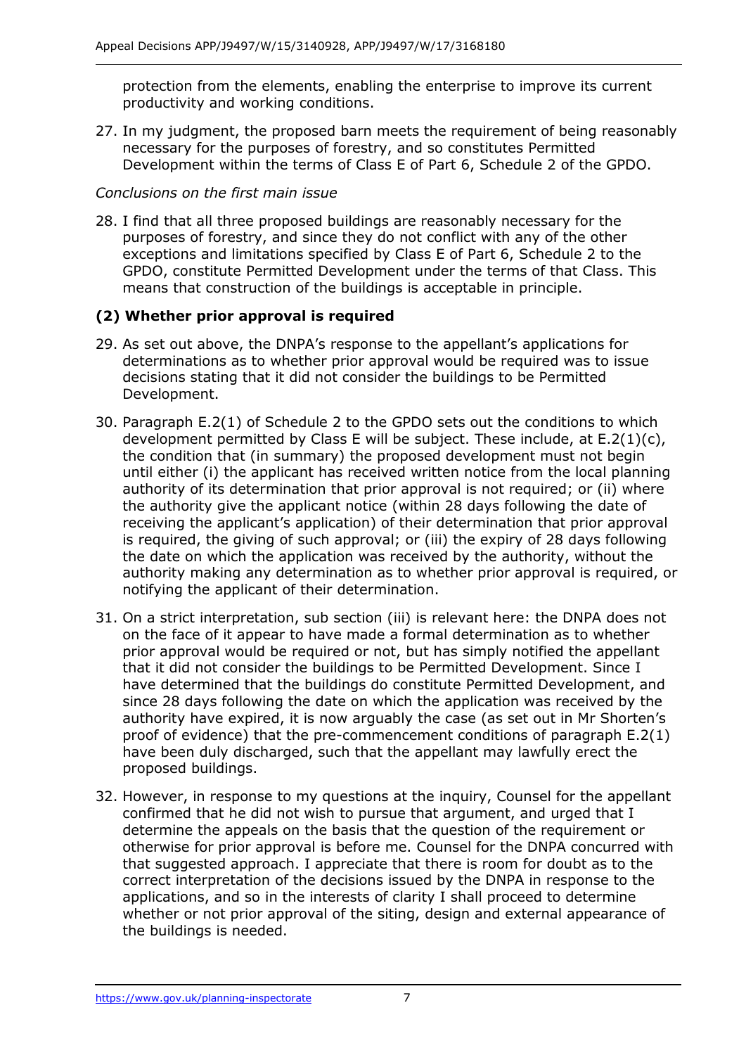protection from the elements, enabling the enterprise to improve its current productivity and working conditions.

27. In my judgment, the proposed barn meets the requirement of being reasonably necessary for the purposes of forestry, and so constitutes Permitted Development within the terms of Class E of Part 6, Schedule 2 of the GPDO.

*Conclusions on the first main issue*

28. I find that all three proposed buildings are reasonably necessary for the purposes of forestry, and since they do not conflict with any of the other exceptions and limitations specified by Class E of Part 6, Schedule 2 to the GPDO, constitute Permitted Development under the terms of that Class. This means that construction of the buildings is acceptable in principle.

## (2) Whether prior approval is required

29. As set out above, the DNPA's response to the appellant's applications for determinations as to whether prior approval would be required was to issue decisions stating that it did not consider the buildings to be Permitted Development.

30. Paragraph E.2(1) of Schedule 2 to the GPDO sets out the conditions to which development permitted by Class E will be subject. These include, at E.2(1)(c), the condition that (in summary) the proposed development must not begin until either (i) the applicant has received written notice from the local planning authority of its determination that prior approval is not required; or (ii) where the authority give the applicant notice (within 28 days following the date of receiving the applicant's application) of their determination that prior approval is required, the giving of such approval; or (iii) the expiry of 28 days following the date on which the application was received by the authority, without the authority making any determination as to whether prior approval is required, or notifying the applicant of their determination.

31. On a strict interpretation, sub section (iii) is relevant here: the DNPA does not on the face of it appear to have made a formal determination as to whether prior approval would be required or not, but has simply notified the appellant that it did not consider the buildings to be Permitted Development. Since I have determined that the buildings do constitute Permitted Development, and since 28 days following the date on which the application was received by the authority have expired, it is now arguably the case (as set out in Mr Shorten's proof of evidence) that the pre-commencement conditions of paragraph E.2(1) have been duly discharged, such that the appellant may lawfully erect the proposed buildings.

32. However, in response to my questions at the inquiry, Counsel for the appellant confirmed that he did not wish to pursue that argument, and urged that I determine the appeals on the basis that the question of the requirement or otherwise for prior approval is before me. Counsel for the DNPA concurred with that suggested approach. I appreciate that there is room for doubt as to the correct interpretation of the decisions issued by the DNPA in response to the applications, and so in the interests of clarity I shall proceed to determine whether or not prior approval of the siting, design and external appearance of the buildings is needed.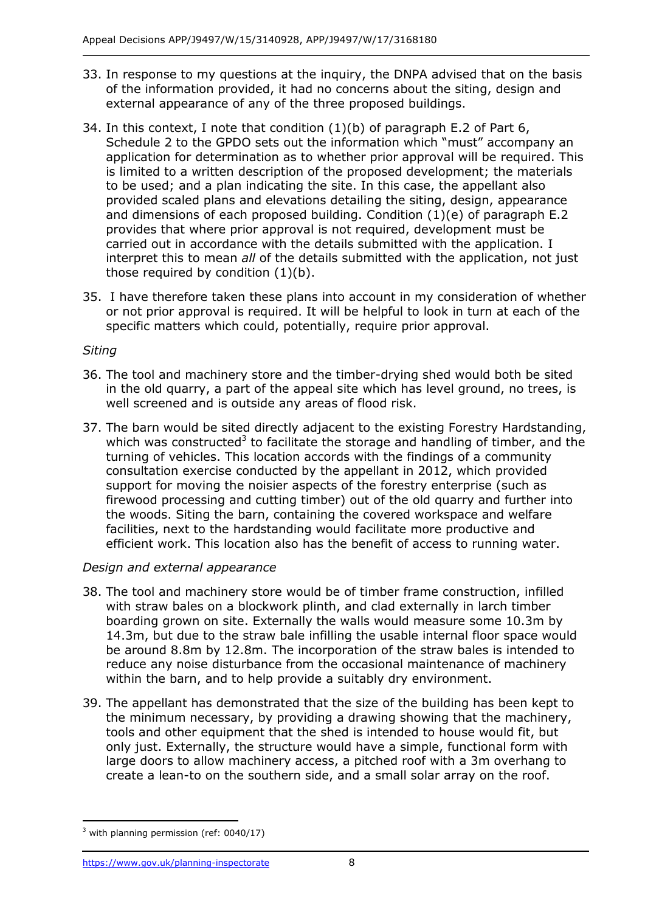33. In response to my questions at the inquiry, the DNPA advised that on the basis of the information provided, it had no concerns about the siting, design and external appearance of any of the three proposed buildings.

34. In this context, I note that condition (1)(b) of paragraph E.2 of Part 6, Schedule 2 to the GPDO sets out the information which "must" accompany an application for determination as to whether prior approval will be required. This is limited to a written description of the proposed development; the materials to be used; and a plan indicating the site. In this case, the appellant also provided scaled plans and elevations detailing the siting, design, appearance and dimensions of each proposed building. Condition (1)(e) of paragraph E.2 provides that where prior approval is not required, development must be carried out in accordance with the details submitted with the application. I interpret this to mean *all* of the details submitted with the application, not just those required by condition (1)(b).

35. I have therefore taken these plans into account in my consideration of whether or not prior approval is required. It will be helpful to look in turn at each of the specific matters which could, potentially, require prior approval.

*Siting*

36. The tool and machinery store and the timber-drying shed would both be sited in the old quarry, a part of the appeal site which has level ground, no trees, is well screened and is outside any areas of flood risk.

37. The barn would be sited directly adjacent to the existing Forestry Hardstanding, which was constructed[3] to facilitate the storage and handling of timber, and the turning of vehicles. This location accords with the findings of a community consultation exercise conducted by the appellant in 2012, which provided support for moving the noisier aspects of the forestry enterprise (such as firewood processing and cutting timber) out of the old quarry and further into the woods. Siting the barn, containing the covered workspace and welfare facilities, next to the hardstanding would facilitate more productive and efficient work. This location also has the benefit of access to running water.

*Design and external appearance*

38. The tool and machinery store would be of timber frame construction, infilled with straw bales on a blockwork plinth, and clad externally in larch timber boarding grown on site. Externally the walls would measure some 10.3m by 14.3m, but due to the straw bale infilling the usable internal floor space would be around 8.8m by 12.8m. The incorporation of the straw bales is intended to reduce any noise disturbance from the occasional maintenance of machinery within the barn, and to help provide a suitably dry environment.

39. The appellant has demonstrated that the size of the building has been kept to the minimum necessary, by providing a drawing showing that the machinery, tools and other equipment that the shed is intended to house would fit, but only just. Externally, the structure would have a simple, functional form with large doors to allow machinery access, a pitched roof with a 3m overhang to create a lean-to on the southern side, and a small solar array on the roof.

[3] with planning permission (ref: 0040/17)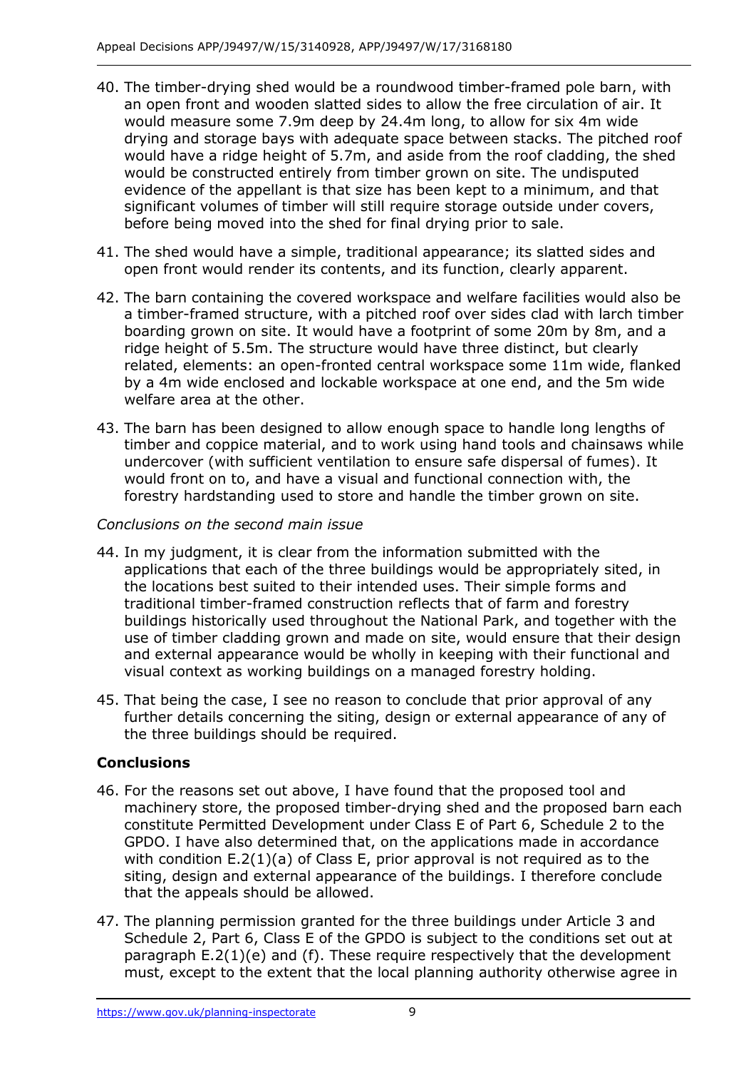40. The timber-drying shed would be a roundwood timber-framed pole barn, with an open front and wooden slatted sides to allow the free circulation of air. It would measure some 7.9m deep by 24.4m long, to allow for six 4m wide drying and storage bays with adequate space between stacks. The pitched roof would have a ridge height of 5.7m, and aside from the roof cladding, the shed would be constructed entirely from timber grown on site. The undisputed evidence of the appellant is that size has been kept to a minimum, and that significant volumes of timber will still require storage outside under covers, before being moved into the shed for final drying prior to sale.

41. The shed would have a simple, traditional appearance; its slatted sides and open front would render its contents, and its function, clearly apparent.

42. The barn containing the covered workspace and welfare facilities would also be a timber-framed structure, with a pitched roof over sides clad with larch timber boarding grown on site. It would have a footprint of some 20m by 8m, and a ridge height of 5.5m. The structure would have three distinct, but clearly related, elements: an open-fronted central workspace some 11m wide, flanked by a 4m wide enclosed and lockable workspace at one end, and the 5m wide welfare area at the other.

43. The barn has been designed to allow enough space to handle long lengths of timber and coppice material, and to work using hand tools and chainsaws while undercover (with sufficient ventilation to ensure safe dispersal of fumes). It would front on to, and have a visual and functional connection with, the forestry hardstanding used to store and handle the timber grown on site.

*Conclusions on the second main issue*

44. In my judgment, it is clear from the information submitted with the applications that each of the three buildings would be appropriately sited, in the locations best suited to their intended uses. Their simple forms and traditional timber-framed construction reflects that of farm and forestry buildings historically used throughout the National Park, and together with the use of timber cladding grown and made on site, would ensure that their design and external appearance would be wholly in keeping with their functional and visual context as working buildings on a managed forestry holding.

45. That being the case, I see no reason to conclude that prior approval of any further details concerning the siting, design or external appearance of any of the three buildings should be required.

## Conclusions

46. For the reasons set out above, I have found that the proposed tool and machinery store, the proposed timber-drying shed and the proposed barn each constitute Permitted Development under Class E of Part 6, Schedule 2 to the GPDO. I have also determined that, on the applications made in accordance with condition E.2(1)(a) of Class E, prior approval is not required as to the siting, design and external appearance of the buildings. I therefore conclude that the appeals should be allowed.

47. The planning permission granted for the three buildings under Article 3 and Schedule 2, Part 6, Class E of the GPDO is subject to the conditions set out at paragraph E.2(1)(e) and (f). These require respectively that the development must, except to the extent that the local planning authority otherwise agree in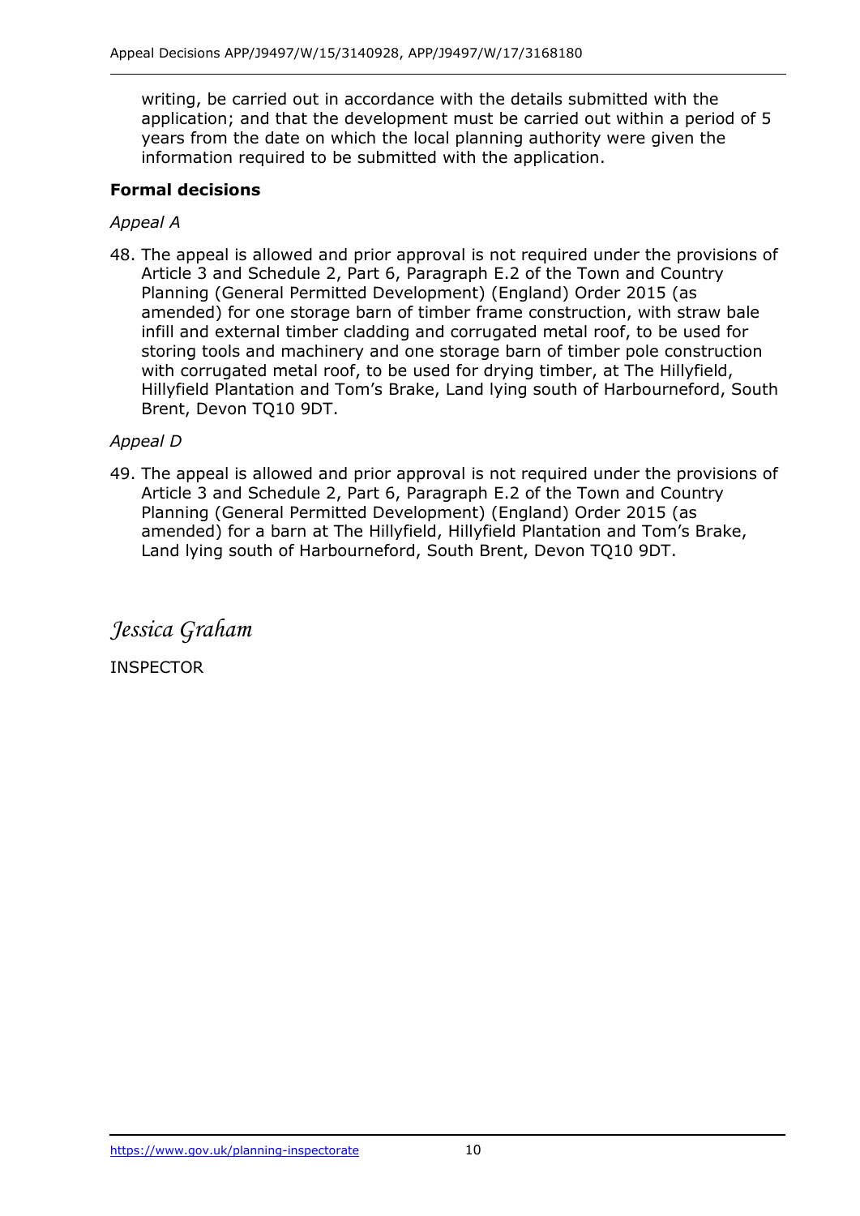writing, be carried out in accordance with the details submitted with the application; and that the development must be carried out within a period of 5 years from the date on which the local planning authority were given the information required to be submitted with the application.

**Formal decisions**

*Appeal A*

48. The appeal is allowed and prior approval is not required under the provisions of Article 3 and Schedule 2, Part 6, Paragraph E.2 of the Town and Country Planning (General Permitted Development) (England) Order 2015 (as amended) for one storage barn of timber frame construction, with straw bale infill and external timber cladding and corrugated metal roof, to be used for storing tools and machinery and one storage barn of timber pole construction with corrugated metal roof, to be used for drying timber, at The Hillyfield, Hillyfield Plantation and Tom's Brake, Land lying south of Harbourneford, South Brent, Devon TQ10 9DT.

*Appeal D*

49. The appeal is allowed and prior approval is not required under the provisions of Article 3 and Schedule 2, Part 6, Paragraph E.2 of the Town and Country Planning (General Permitted Development) (England) Order 2015 (as amended) for a barn at The Hillyfield, Hillyfield Plantation and Tom's Brake, Land lying south of Harbourneford, South Brent, Devon TQ10 9DT.

*Jessica Graham*

INSPECTOR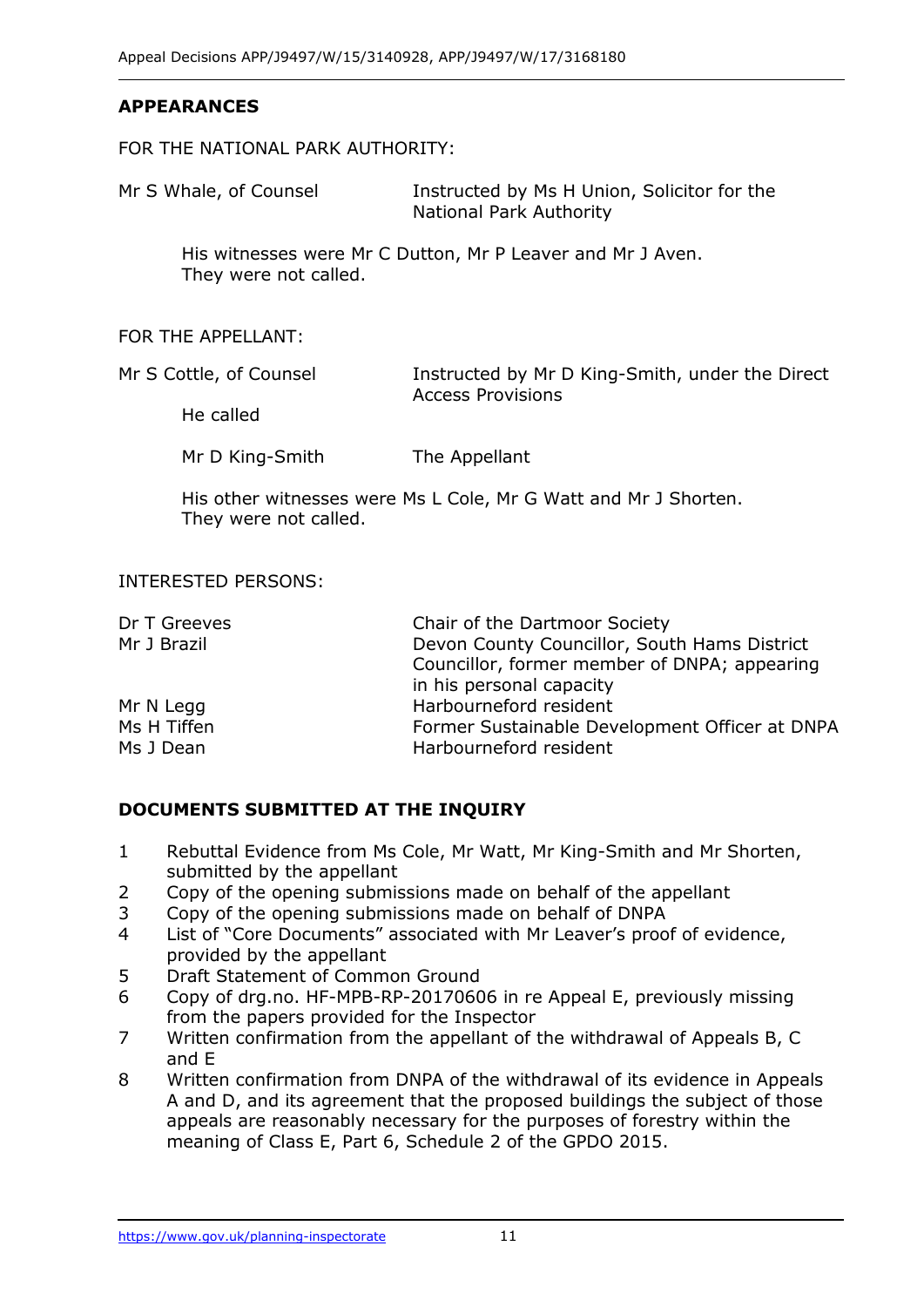## APPEARANCES

FOR THE NATIONAL PARK AUTHORITY:

| | |
|---|---|
| Mr S Whale, of Counsel | Instructed by Ms H Union, Solicitor for the National Park Authority |

His witnesses were Mr C Dutton, Mr P Leaver and Mr J Aven. They were not called.

FOR THE APPELLANT:

| | |
|---|---|
| Mr S Cottle, of Counsel | Instructed by Mr D King-Smith, under the Direct Access Provisions |
| He called | |
| Mr D King-Smith | The Appellant |

His other witnesses were Ms L Cole, Mr G Watt and Mr J Shorten. They were not called.

INTERESTED PERSONS:

| | |
|---|---|
| Dr T Greeves | Chair of the Dartmoor Society |
| Mr J Brazil | Devon County Councillor, South Hams District Councillor, former member of DNPA; appearing in his personal capacity |
| Mr N Legg | Harbourneford resident |
| Ms H Tiffen | Former Sustainable Development Officer at DNPA |
| Ms J Dean | Harbourneford resident |

## DOCUMENTS SUBMITTED AT THE INQUIRY

1. Rebuttal Evidence from Ms Cole, Mr Watt, Mr King-Smith and Mr Shorten, submitted by the appellant
2. Copy of the opening submissions made on behalf of the appellant
3. Copy of the opening submissions made on behalf of DNPA
4. List of "Core Documents" associated with Mr Leaver's proof of evidence, provided by the appellant
5. Draft Statement of Common Ground
6. Copy of drg.no. HF-MPB-RP-20170606 in re Appeal E, previously missing from the papers provided for the Inspector
7. Written confirmation from the appellant of the withdrawal of Appeals B, C and E
8. Written confirmation from DNPA of the withdrawal of its evidence in Appeals A and D, and its agreement that the proposed buildings the subject of those appeals are reasonably necessary for the purposes of forestry within the meaning of Class E, Part 6, Schedule 2 of the GPDO 2015.